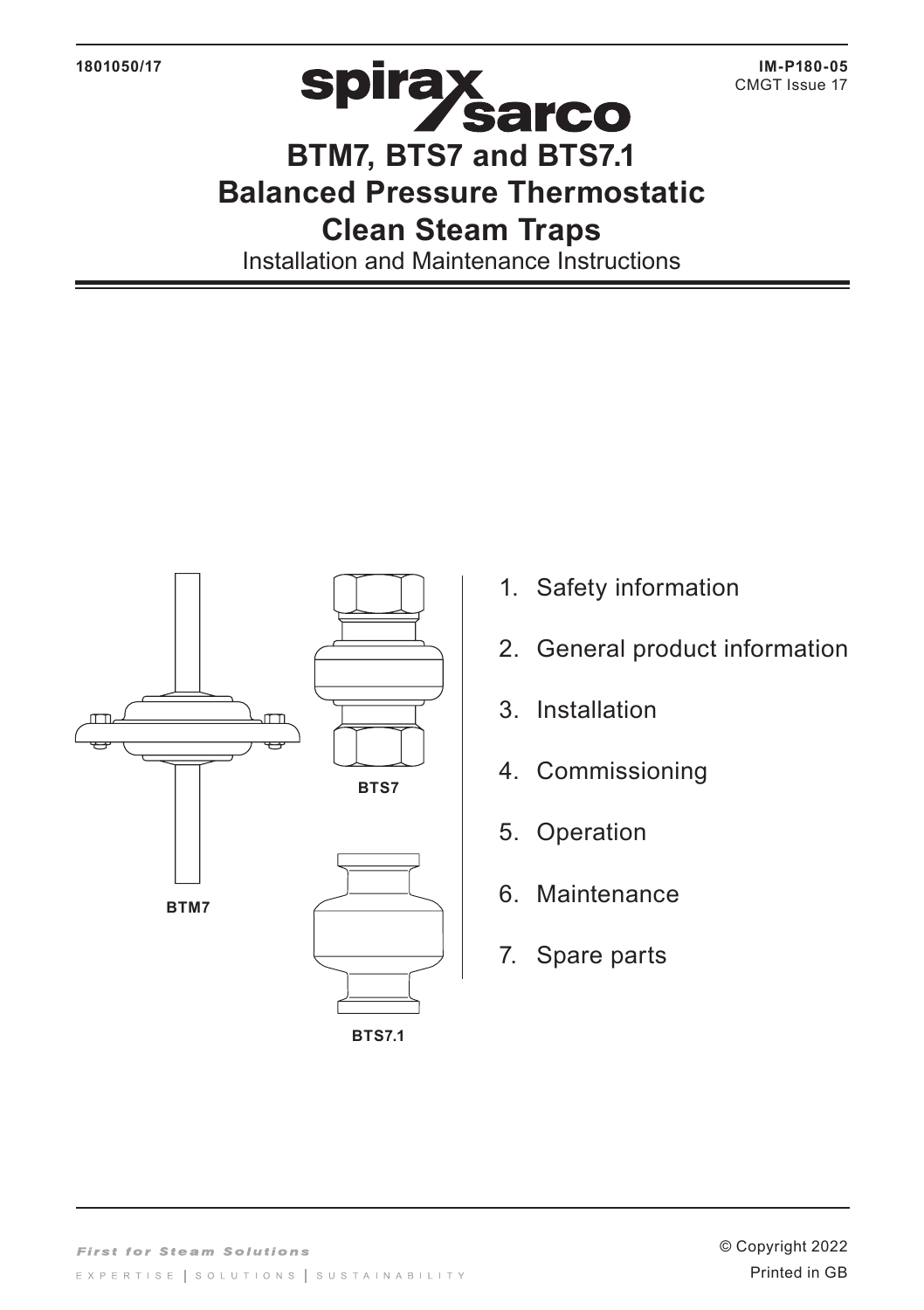1801050/17

IM-P180-05
CMGT Issue 17

# BTM7, BTS7 and BTS7.1 Balanced Pressure Thermostatic Clean Steam Traps

Installation and Maintenance Instructions

BTS7

BTM7

BTS7.1

1. Safety information
2. General product information
3. Installation
4. Commissioning
5. Operation
6. Maintenance
7. Spare parts

*First for Steam Solutions*

EXPERTISE | SOLUTIONS | SUSTAINABILITY

© Copyright 2022

Printed in GB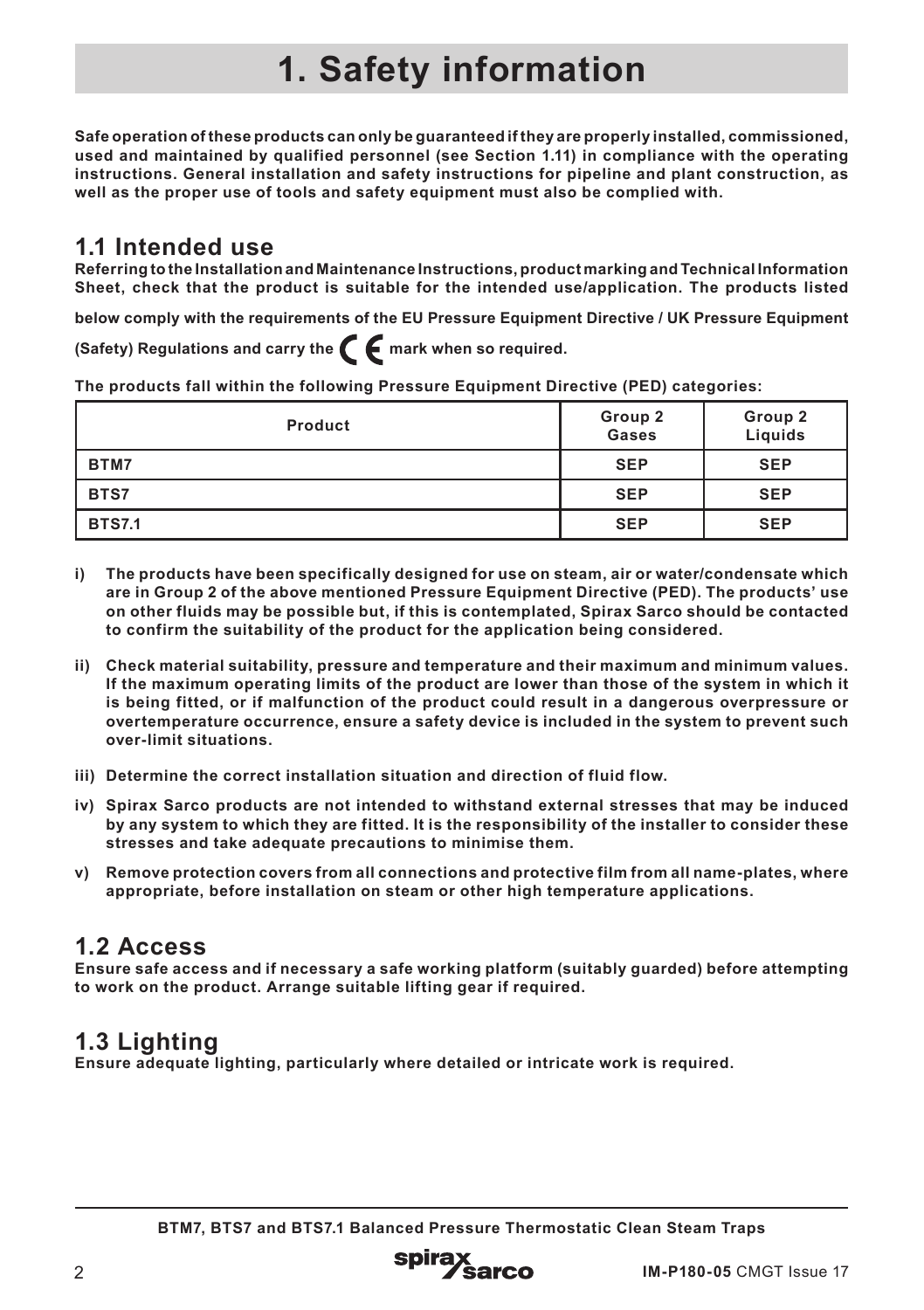# 1. Safety information

**Safe operation of these products can only be guaranteed if they are properly installed, commissioned, used and maintained by qualified personnel (see Section 1.11) in compliance with the operating instructions. General installation and safety instructions for pipeline and plant construction, as well as the proper use of tools and safety equipment must also be complied with.**

## 1.1 Intended use

**Referring to the Installation and Maintenance Instructions, product marking and Technical Information Sheet, check that the product is suitable for the intended use/application. The products listed below comply with the requirements of the EU Pressure Equipment Directive / UK Pressure Equipment (Safety) Regulations and carry the CE mark when so required.**

**The products fall within the following Pressure Equipment Directive (PED) categories:**

| Product | Group 2 Gases | Group 2 Liquids |
|---|---|---|
| BTM7 | SEP | SEP |
| BTS7 | SEP | SEP |
| BTS7.1 | SEP | SEP |

i) **The products have been specifically designed for use on steam, air or water/condensate which are in Group 2 of the above mentioned Pressure Equipment Directive (PED). The products' use on other fluids may be possible but, if this is contemplated, Spirax Sarco should be contacted to confirm the suitability of the product for the application being considered.**

ii) **Check material suitability, pressure and temperature and their maximum and minimum values. If the maximum operating limits of the product are lower than those of the system in which it is being fitted, or if malfunction of the product could result in a dangerous overpressure or overtemperature occurrence, ensure a safety device is included in the system to prevent such over-limit situations.**

iii) **Determine the correct installation situation and direction of fluid flow.**

iv) **Spirax Sarco products are not intended to withstand external stresses that may be induced by any system to which they are fitted. It is the responsibility of the installer to consider these stresses and take adequate precautions to minimise them.**

v) **Remove protection covers from all connections and protective film from all name-plates, where appropriate, before installation on steam or other high temperature applications.**

## 1.2 Access

**Ensure safe access and if necessary a safe working platform (suitably guarded) before attempting to work on the product. Arrange suitable lifting gear if required.**

## 1.3 Lighting

**Ensure adequate lighting, particularly where detailed or intricate work is required.**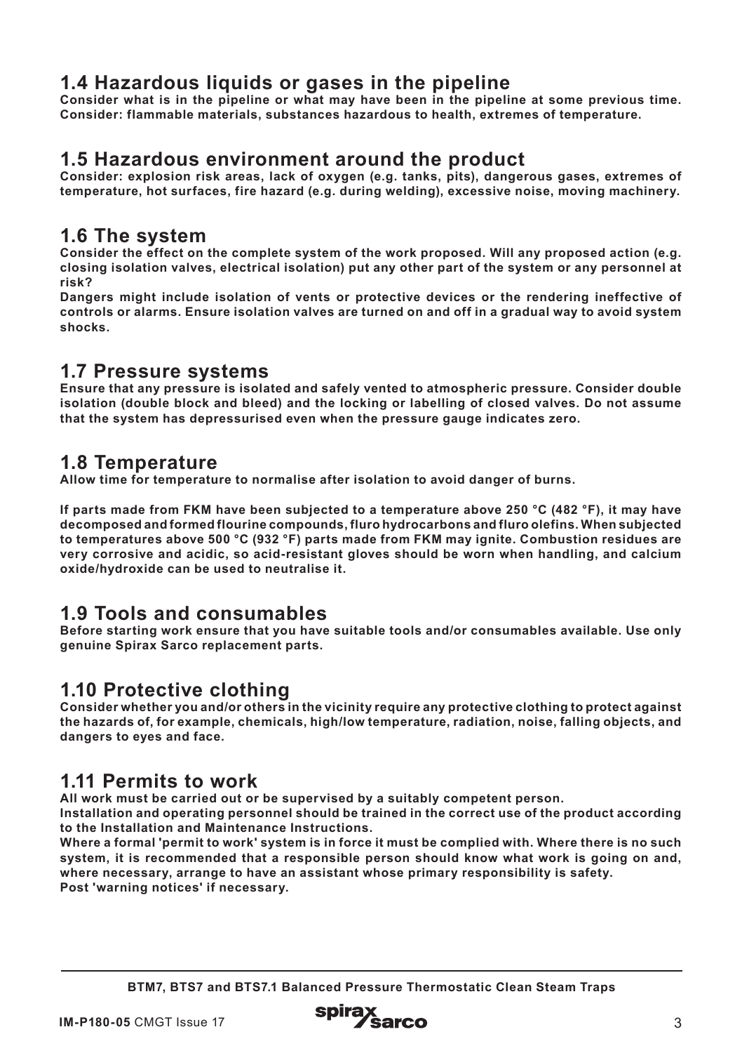## 1.4 Hazardous liquids or gases in the pipeline

**Consider what is in the pipeline or what may have been in the pipeline at some previous time. Consider: flammable materials, substances hazardous to health, extremes of temperature.**

## 1.5 Hazardous environment around the product

**Consider: explosion risk areas, lack of oxygen (e.g. tanks, pits), dangerous gases, extremes of temperature, hot surfaces, fire hazard (e.g. during welding), excessive noise, moving machinery.**

## 1.6 The system

**Consider the effect on the complete system of the work proposed. Will any proposed action (e.g. closing isolation valves, electrical isolation) put any other part of the system or any personnel at risk?**

**Dangers might include isolation of vents or protective devices or the rendering ineffective of controls or alarms. Ensure isolation valves are turned on and off in a gradual way to avoid system shocks.**

## 1.7 Pressure systems

**Ensure that any pressure is isolated and safely vented to atmospheric pressure. Consider double isolation (double block and bleed) and the locking or labelling of closed valves. Do not assume that the system has depressurised even when the pressure gauge indicates zero.**

## 1.8 Temperature

**Allow time for temperature to normalise after isolation to avoid danger of burns.**

**If parts made from FKM have been subjected to a temperature above 250 °C (482 °F), it may have decomposed and formed flourine compounds, fluro hydrocarbons and fluro olefins. When subjected to temperatures above 500 °C (932 °F) parts made from FKM may ignite. Combustion residues are very corrosive and acidic, so acid-resistant gloves should be worn when handling, and calcium oxide/hydroxide can be used to neutralise it.**

## 1.9 Tools and consumables

**Before starting work ensure that you have suitable tools and/or consumables available. Use only genuine Spirax Sarco replacement parts.**

## 1.10 Protective clothing

**Consider whether you and/or others in the vicinity require any protective clothing to protect against the hazards of, for example, chemicals, high/low temperature, radiation, noise, falling objects, and dangers to eyes and face.**

## 1.11 Permits to work

**All work must be carried out or be supervised by a suitably competent person.**

**Installation and operating personnel should be trained in the correct use of the product according to the Installation and Maintenance Instructions.**

**Where a formal 'permit to work' system is in force it must be complied with. Where there is no such system, it is recommended that a responsible person should know what work is going on and, where necessary, arrange to have an assistant whose primary responsibility is safety.**

**Post 'warning notices' if necessary.**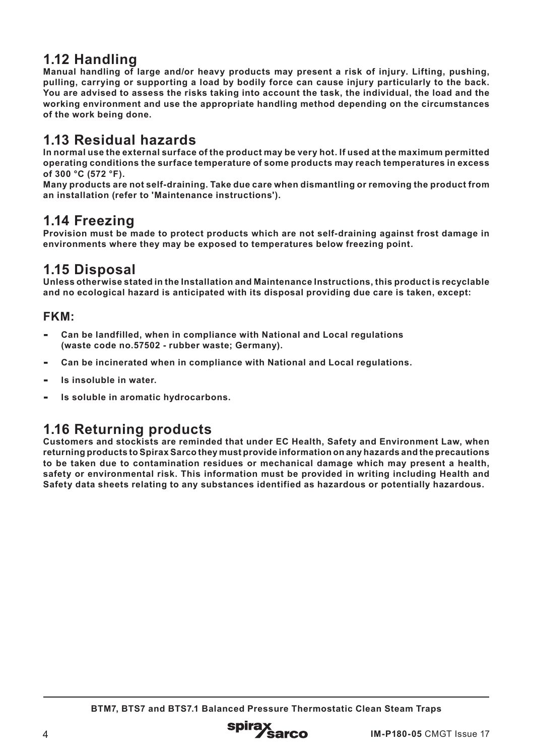## 1.12 Handling

**Manual handling of large and/or heavy products may present a risk of injury. Lifting, pushing, pulling, carrying or supporting a load by bodily force can cause injury particularly to the back. You are advised to assess the risks taking into account the task, the individual, the load and the working environment and use the appropriate handling method depending on the circumstances of the work being done.**

## 1.13 Residual hazards

**In normal use the external surface of the product may be very hot. If used at the maximum permitted operating conditions the surface temperature of some products may reach temperatures in excess of 300 °C (572 °F).**

**Many products are not self-draining. Take due care when dismantling or removing the product from an installation (refer to 'Maintenance instructions').**

## 1.14 Freezing

**Provision must be made to protect products which are not self-draining against frost damage in environments where they may be exposed to temperatures below freezing point.**

## 1.15 Disposal

**Unless otherwise stated in the Installation and Maintenance Instructions, this product is recyclable and no ecological hazard is anticipated with its disposal providing due care is taken, except:**

### FKM:

- **Can be landfilled, when in compliance with National and Local regulations (waste code no.57502 - rubber waste; Germany).**
- **Can be incinerated when in compliance with National and Local regulations.**
- **Is insoluble in water.**
- **Is soluble in aromatic hydrocarbons.**

## 1.16 Returning products

**Customers and stockists are reminded that under EC Health, Safety and Environment Law, when returning products to Spirax Sarco they must provide information on any hazards and the precautions to be taken due to contamination residues or mechanical damage which may present a health, safety or environmental risk. This information must be provided in writing including Health and Safety data sheets relating to any substances identified as hazardous or potentially hazardous.**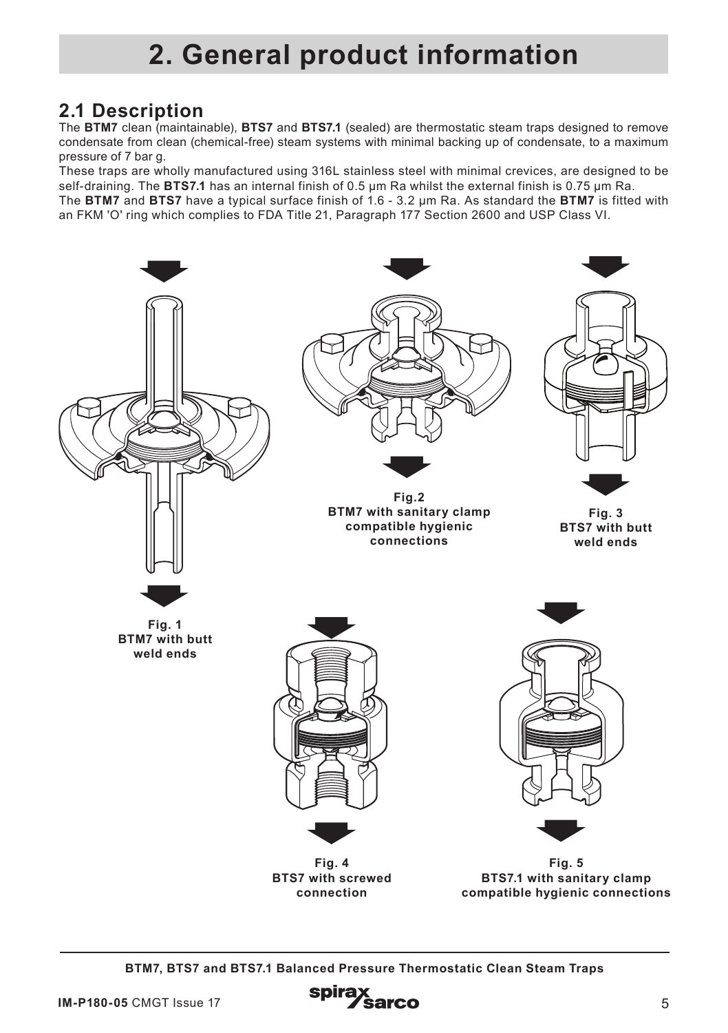# 2. General product information

## 2.1 Description

The **BTM7** clean (maintainable), **BTS7** and **BTS7.1** (sealed) are thermostatic steam traps designed to remove condensate from clean (chemical-free) steam systems with minimal backing up of condensate, to a maximum pressure of 7 bar g.

These traps are wholly manufactured using 316L stainless steel with minimal crevices, are designed to be self-draining. The **BTS7.1** has an internal finish of 0.5 μm Ra whilst the external finish is 0.75 μm Ra.

The **BTM7** and **BTS7** have a typical surface finish of 1.6 - 3.2 μm Ra. As standard the **BTM7** is fitted with an FKM 'O' ring which complies to FDA Title 21, Paragraph 177 Section 2600 and USP Class VI.

**Fig. 1**
**BTM7 with butt weld ends**

**Fig.2**
**BTM7 with sanitary clamp compatible hygienic connections**

**Fig. 3**
**BTS7 with butt weld ends**

**Fig. 4**
**BTS7 with screwed connection**

**Fig. 5**
**BTS7.1 with sanitary clamp compatible hygienic connections**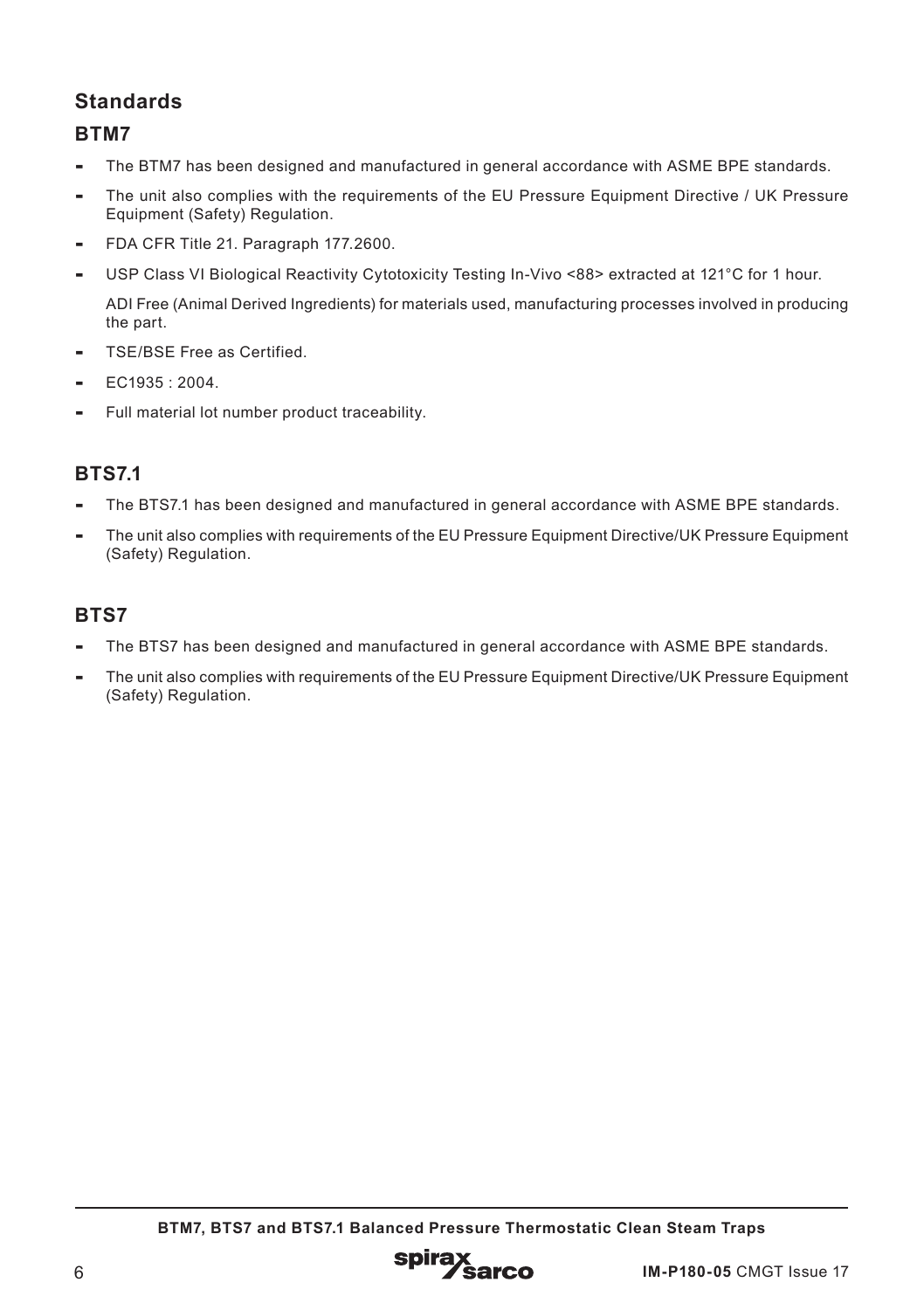## Standards

### BTM7

- The BTM7 has been designed and manufactured in general accordance with ASME BPE standards.
- The unit also complies with the requirements of the EU Pressure Equipment Directive / UK Pressure Equipment (Safety) Regulation.
- FDA CFR Title 21. Paragraph 177.2600.
- USP Class VI Biological Reactivity Cytotoxicity Testing In-Vivo <88> extracted at 121°C for 1 hour.

  ADI Free (Animal Derived Ingredients) for materials used, manufacturing processes involved in producing the part.
- TSE/BSE Free as Certified.
- EC1935 : 2004.
- Full material lot number product traceability.

### BTS7.1

- The BTS7.1 has been designed and manufactured in general accordance with ASME BPE standards.
- The unit also complies with requirements of the EU Pressure Equipment Directive/UK Pressure Equipment (Safety) Regulation.

### BTS7

- The BTS7 has been designed and manufactured in general accordance with ASME BPE standards.
- The unit also complies with requirements of the EU Pressure Equipment Directive/UK Pressure Equipment (Safety) Regulation.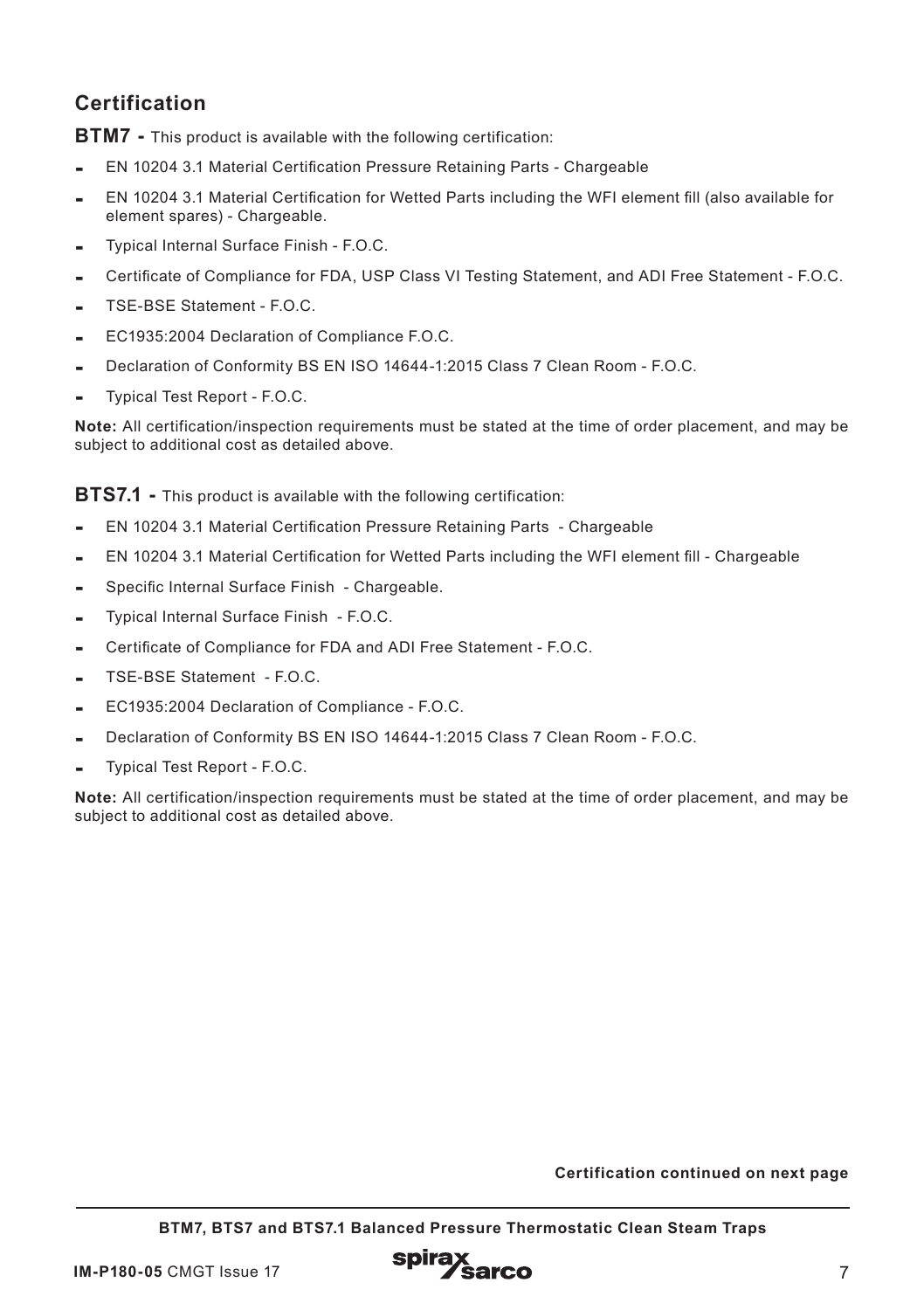## Certification

**BTM7 -** This product is available with the following certification:

- EN 10204 3.1 Material Certification Pressure Retaining Parts - Chargeable
- EN 10204 3.1 Material Certification for Wetted Parts including the WFI element fill (also available for element spares) - Chargeable.
- Typical Internal Surface Finish - F.O.C.
- Certificate of Compliance for FDA, USP Class VI Testing Statement, and ADI Free Statement - F.O.C.
- TSE-BSE Statement - F.O.C.
- EC1935:2004 Declaration of Compliance F.O.C.
- Declaration of Conformity BS EN ISO 14644-1:2015 Class 7 Clean Room - F.O.C.
- Typical Test Report - F.O.C.

**Note:** All certification/inspection requirements must be stated at the time of order placement, and may be subject to additional cost as detailed above.

**BTS7.1 -** This product is available with the following certification:

- EN 10204 3.1 Material Certification Pressure Retaining Parts - Chargeable
- EN 10204 3.1 Material Certification for Wetted Parts including the WFI element fill - Chargeable
- Specific Internal Surface Finish - Chargeable.
- Typical Internal Surface Finish - F.O.C.
- Certificate of Compliance for FDA and ADI Free Statement - F.O.C.
- TSE-BSE Statement - F.O.C.
- EC1935:2004 Declaration of Compliance - F.O.C.
- Declaration of Conformity BS EN ISO 14644-1:2015 Class 7 Clean Room - F.O.C.
- Typical Test Report - F.O.C.

**Note:** All certification/inspection requirements must be stated at the time of order placement, and may be subject to additional cost as detailed above.

**Certification continued on next page**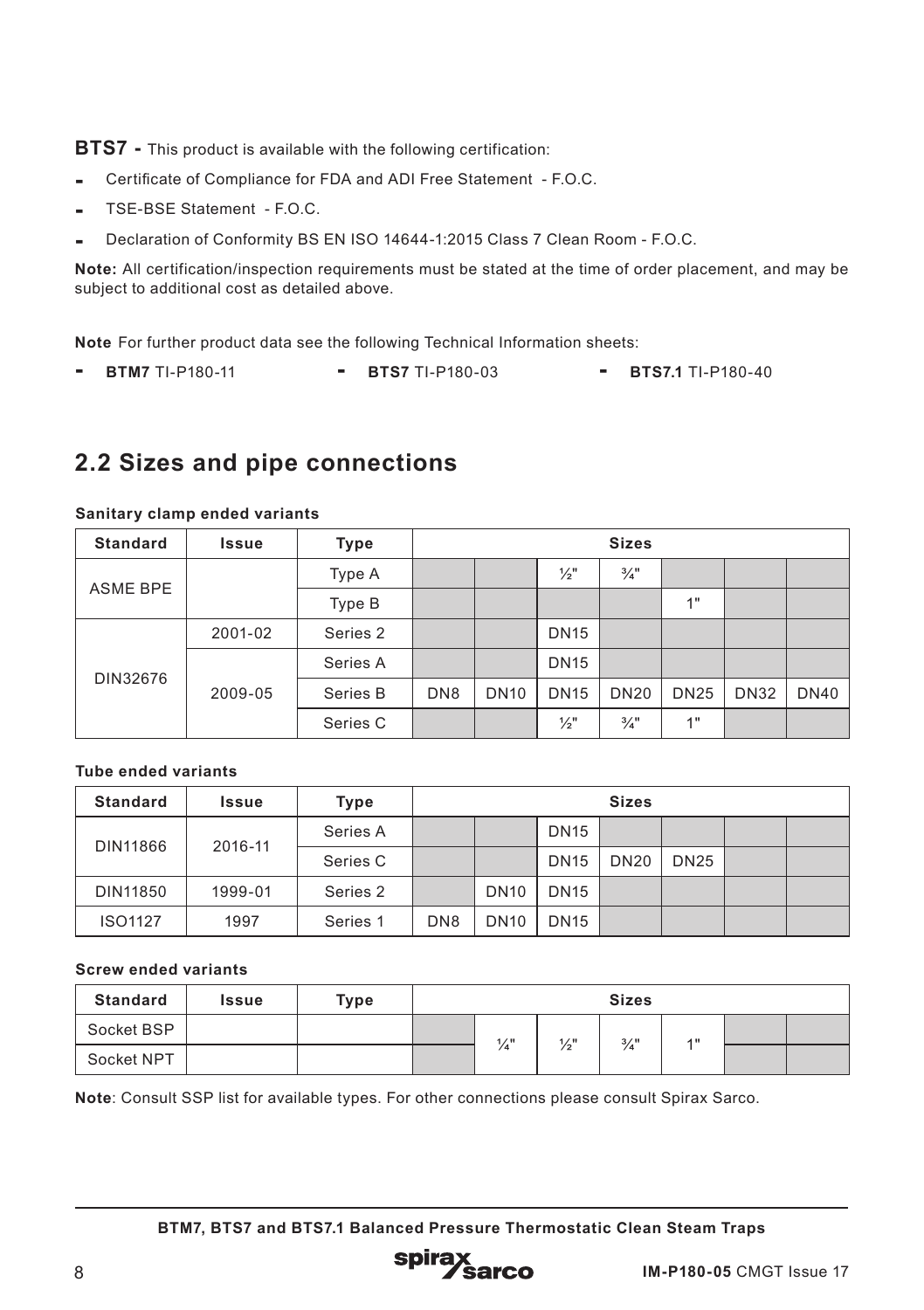**BTS7 -** This product is available with the following certification:

- Certificate of Compliance for FDA and ADI Free Statement - F.O.C.
- TSE-BSE Statement - F.O.C.
- Declaration of Conformity BS EN ISO 14644-1:2015 Class 7 Clean Room - F.O.C.

**Note:** All certification/inspection requirements must be stated at the time of order placement, and may be subject to additional cost as detailed above.

**Note** For further product data see the following Technical Information sheets:

- **BTM7** TI-P180-11
- **BTS7** TI-P180-03
- **BTS7.1** TI-P180-40

## 2.2 Sizes and pipe connections

**Sanitary clamp ended variants**

| Standard | Issue | Type | Sizes | | | | | | |
|---|---|---|---|---|---|---|---|---|---|
| ASME BPE | | Type A | | | ½" | ¾" | | | |
| | | Type B | | | | | 1" | | |
| DIN32676 | 2001-02 | Series 2 | | | DN15 | | | | |
| | 2009-05 | Series A | | | DN15 | | | | |
| | | Series B | DN8 | DN10 | DN15 | DN20 | DN25 | DN32 | DN40 |
| | | Series C | | | ½" | ¾" | 1" | | |

**Tube ended variants**

| Standard | Issue | Type | Sizes | | | | | | |
|---|---|---|---|---|---|---|---|---|---|
| DIN11866 | 2016-11 | Series A | | | DN15 | | | | |
| | | Series C | | | DN15 | DN20 | DN25 | | |
| DIN11850 | 1999-01 | Series 2 | | DN10 | DN15 | | | | |
| ISO1127 | 1997 | Series 1 | DN8 | DN10 | DN15 | | | | |

**Screw ended variants**

| Standard | Issue | Type | Sizes | | | | | | |
|---|---|---|---|---|---|---|---|---|---|
| Socket BSP | | | | ¼" | ½" | ¾" | 1" | | |
| Socket NPT | | | | ¼" | ½" | ¾" | 1" | | |

**Note**: Consult SSP list for available types. For other connections please consult Spirax Sarco.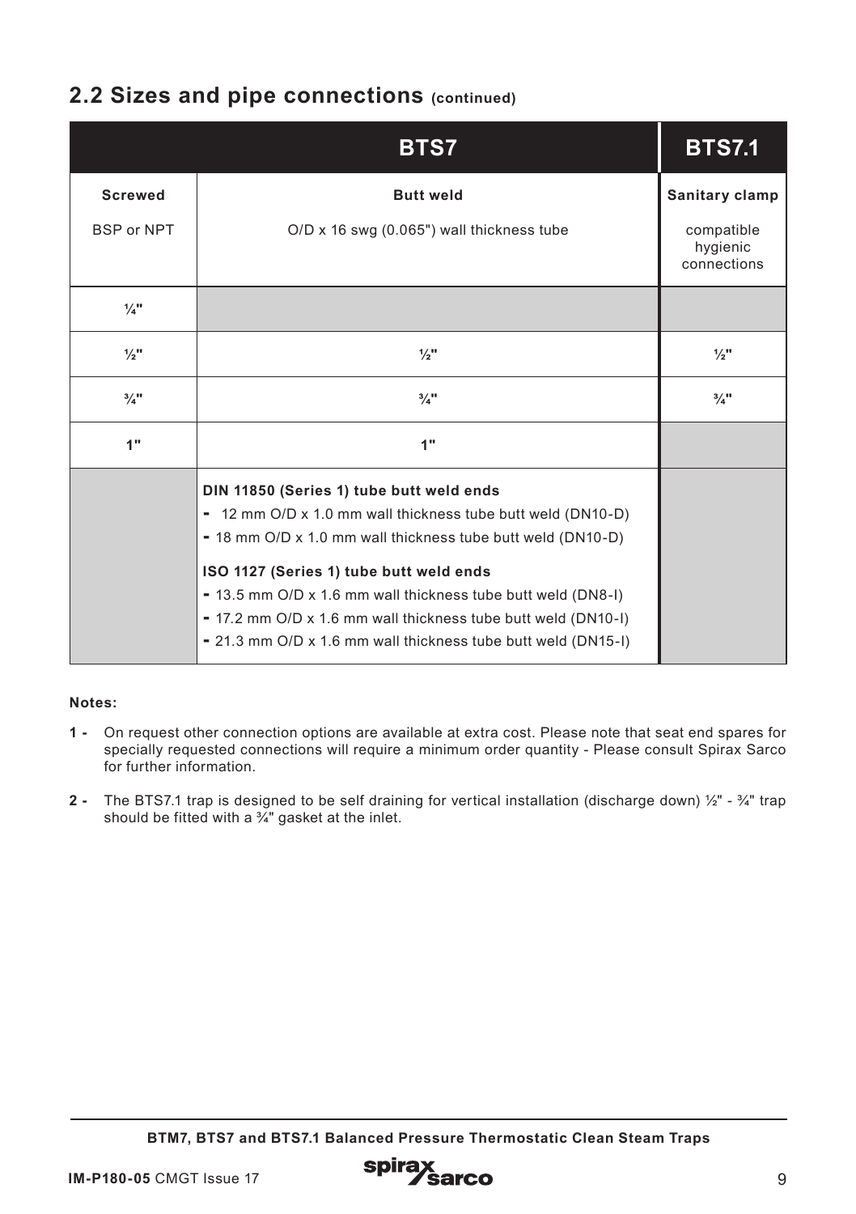## 2.2 Sizes and pipe connections (continued)

| BTS7 | | BTS7.1 |
|---|---|---|
| **Screwed** | **Butt weld** | **Sanitary clamp** |
| BSP or NPT | O/D x 16 swg (0.065") wall thickness tube | compatible hygienic connections |
| ¼" | | |
| ½" | ½" | ½" |
| ¾" | ¾" | ¾" |
| 1" | 1" | |
| | **DIN 11850 (Series 1) tube butt weld ends**<br>- 12 mm O/D x 1.0 mm wall thickness tube butt weld (DN10-D)<br>- 18 mm O/D x 1.0 mm wall thickness tube butt weld (DN10-D)<br>**ISO 1127 (Series 1) tube butt weld ends**<br>- 13.5 mm O/D x 1.6 mm wall thickness tube butt weld (DN8-I)<br>- 17.2 mm O/D x 1.6 mm wall thickness tube butt weld (DN10-I)<br>- 21.3 mm O/D x 1.6 mm wall thickness tube butt weld (DN15-I) | |

**Notes:**

**1 -** On request other connection options are available at extra cost. Please note that seat end spares for specially requested connections will require a minimum order quantity - Please consult Spirax Sarco for further information.

**2 -** The BTS7.1 trap is designed to be self draining for vertical installation (discharge down) ½" - ¾" trap should be fitted with a ¾" gasket at the inlet.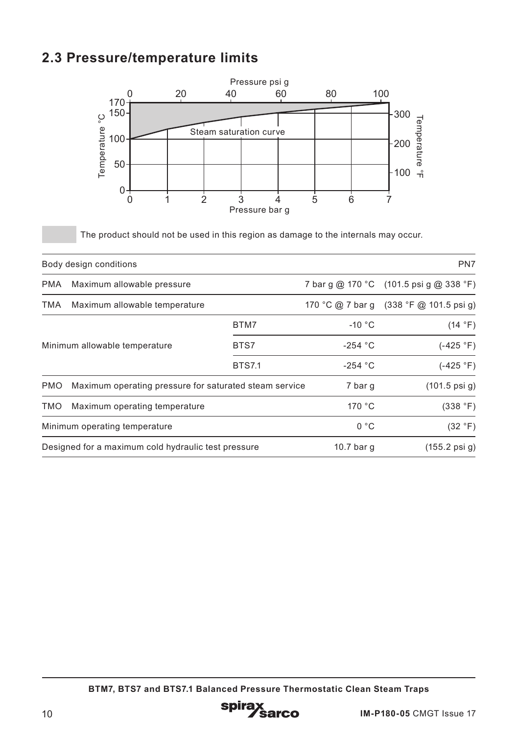## 2.3 Pressure/temperature limits

The product should not be used in this region as damage to the internals may occur.

| Body design conditions | | | PN7 |
|---|---|---|---|
| PMA Maximum allowable pressure | | 7 bar g @ 170 °C | (101.5 psi g @ 338 °F) |
| TMA Maximum allowable temperature | | 170 °C @ 7 bar g | (338 °F @ 101.5 psi g) |
| Minimum allowable temperature | BTM7 | -10 °C | (14 °F) |
| | BTS7 | -254 °C | (-425 °F) |
| | BTS7.1 | -254 °C | (-425 °F) |
| PMO Maximum operating pressure for saturated steam service | | 7 bar g | (101.5 psi g) |
| TMO Maximum operating temperature | | 170 °C | (338 °F) |
| Minimum operating temperature | | 0 °C | (32 °F) |
| Designed for a maximum cold hydraulic test pressure | | 10.7 bar g | (155.2 psi g) |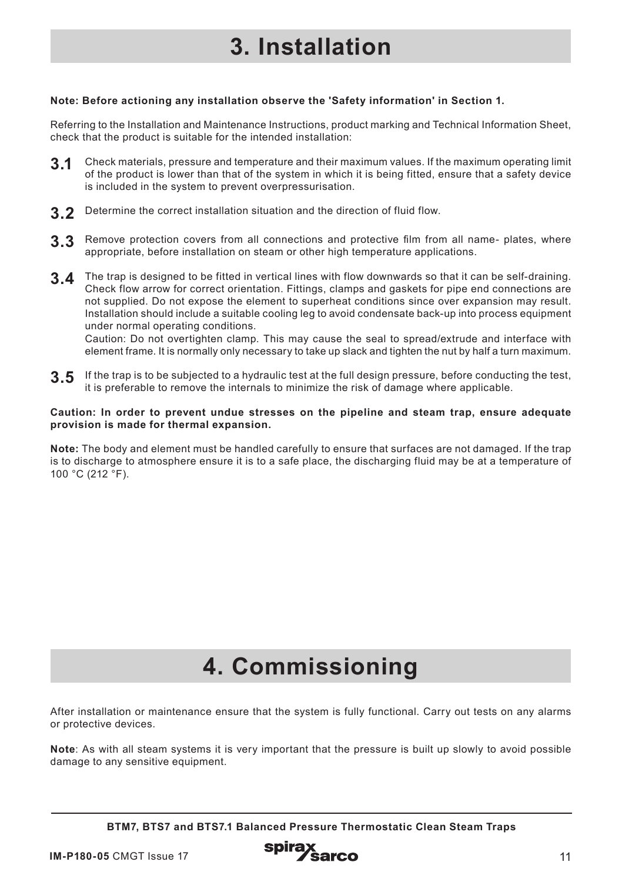# 3. Installation

**Note: Before actioning any installation observe the 'Safety information' in Section 1.**

Referring to the Installation and Maintenance Instructions, product marking and Technical Information Sheet, check that the product is suitable for the intended installation:

**3.1** Check materials, pressure and temperature and their maximum values. If the maximum operating limit of the product is lower than that of the system in which it is being fitted, ensure that a safety device is included in the system to prevent overpressurisation.

**3.2** Determine the correct installation situation and the direction of fluid flow.

**3.3** Remove protection covers from all connections and protective film from all name- plates, where appropriate, before installation on steam or other high temperature applications.

**3.4** The trap is designed to be fitted in vertical lines with flow downwards so that it can be self-draining. Check flow arrow for correct orientation. Fittings, clamps and gaskets for pipe end connections are not supplied. Do not expose the element to superheat conditions since over expansion may result. Installation should include a suitable cooling leg to avoid condensate back-up into process equipment under normal operating conditions.
Caution: Do not overtighten clamp. This may cause the seal to spread/extrude and interface with element frame. It is normally only necessary to take up slack and tighten the nut by half a turn maximum.

**3.5** If the trap is to be subjected to a hydraulic test at the full design pressure, before conducting the test, it is preferable to remove the internals to minimize the risk of damage where applicable.

**Caution: In order to prevent undue stresses on the pipeline and steam trap, ensure adequate provision is made for thermal expansion.**

**Note:** The body and element must be handled carefully to ensure that surfaces are not damaged. If the trap is to discharge to atmosphere ensure it is to a safe place, the discharging fluid may be at a temperature of 100 °C (212 °F).

# 4. Commissioning

After installation or maintenance ensure that the system is fully functional. Carry out tests on any alarms or protective devices.

**Note**: As with all steam systems it is very important that the pressure is built up slowly to avoid possible damage to any sensitive equipment.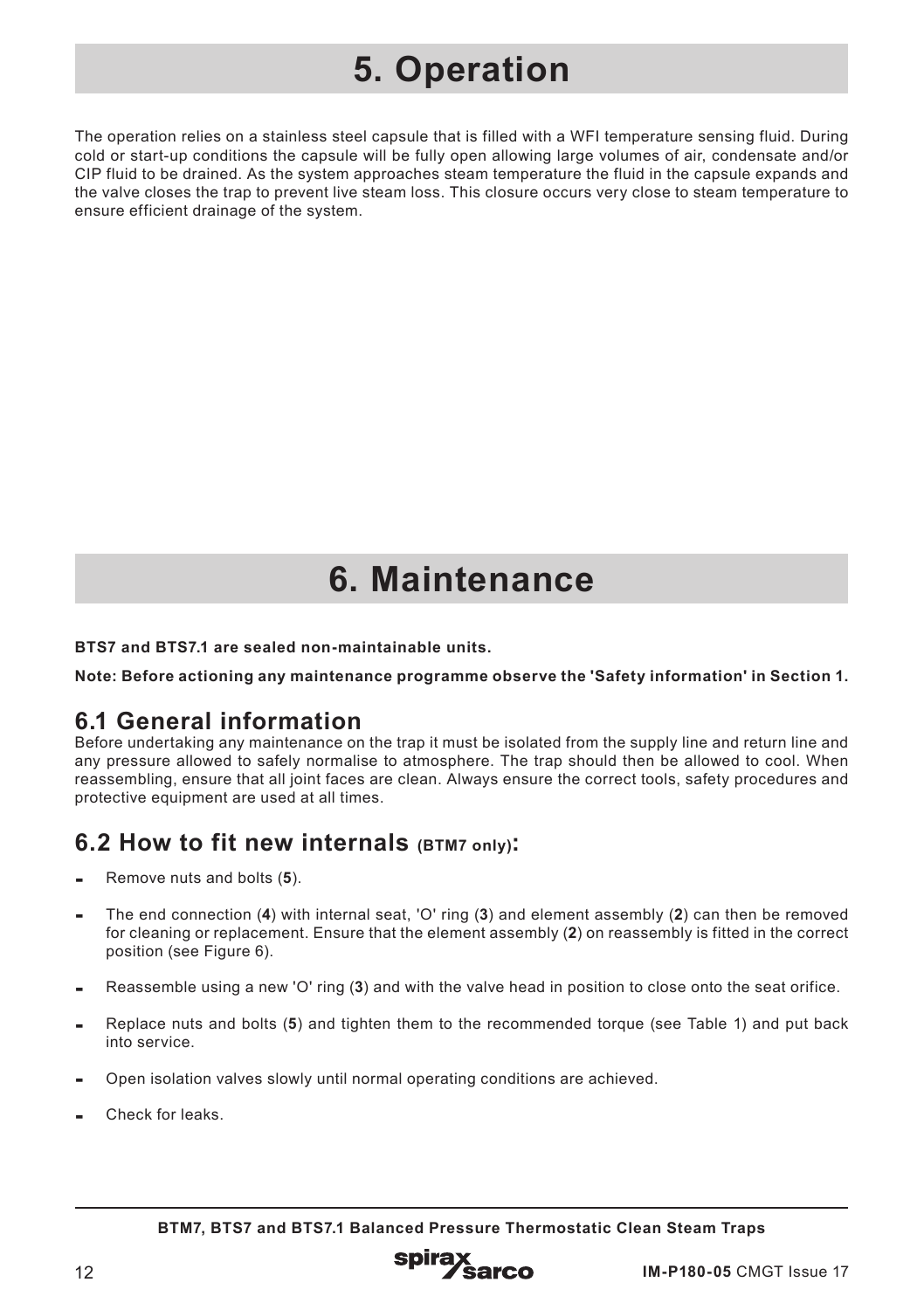# 5. Operation

The operation relies on a stainless steel capsule that is filled with a WFI temperature sensing fluid. During cold or start-up conditions the capsule will be fully open allowing large volumes of air, condensate and/or CIP fluid to be drained. As the system approaches steam temperature the fluid in the capsule expands and the valve closes the trap to prevent live steam loss. This closure occurs very close to steam temperature to ensure efficient drainage of the system.

# 6. Maintenance

**BTS7 and BTS7.1 are sealed non-maintainable units.**

**Note: Before actioning any maintenance programme observe the 'Safety information' in Section 1.**

## 6.1 General information

Before undertaking any maintenance on the trap it must be isolated from the supply line and return line and any pressure allowed to safely normalise to atmosphere. The trap should then be allowed to cool. When reassembling, ensure that all joint faces are clean. Always ensure the correct tools, safety procedures and protective equipment are used at all times.

## 6.2 How to fit new internals (BTM7 only):

- Remove nuts and bolts (**5**).
- The end connection (**4**) with internal seat, 'O' ring (**3**) and element assembly (**2**) can then be removed for cleaning or replacement. Ensure that the element assembly (**2**) on reassembly is fitted in the correct position (see Figure 6).
- Reassemble using a new 'O' ring (**3**) and with the valve head in position to close onto the seat orifice.
- Replace nuts and bolts (**5**) and tighten them to the recommended torque (see Table 1) and put back into service.
- Open isolation valves slowly until normal operating conditions are achieved.
- Check for leaks.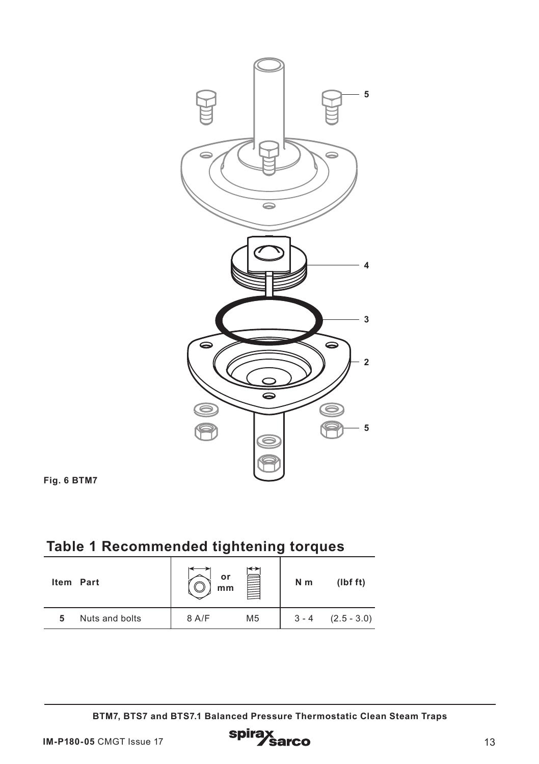5

4

3

2

5

Fig. 6 BTM7

## Table 1 Recommended tightening torques

| Item | Part | A/F or | mm | N m | (lbf ft) |
|---|---|---|---|---|---|
| **5** | Nuts and bolts | 8 A/F | M5 | 3 - 4 | (2.5 - 3.0) |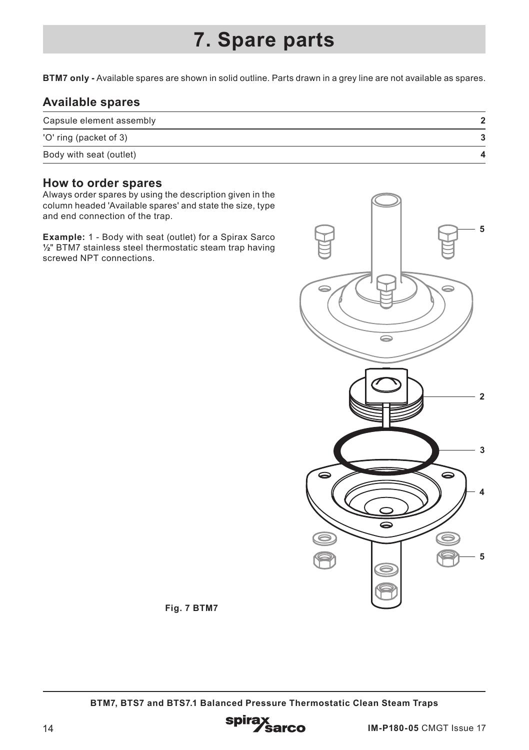# 7. Spare parts

**BTM7 only -** Available spares are shown in solid outline. Parts drawn in a grey line are not available as spares.

## Available spares

| | |
|---|---|
| Capsule element assembly | 2 |
| 'O' ring (packet of 3) | 3 |
| Body with seat (outlet) | 4 |

## How to order spares

Always order spares by using the description given in the column headed 'Available spares' and state the size, type and end connection of the trap.

**Example:** 1 - Body with seat (outlet) for a Spirax Sarco ½" BTM7 stainless steel thermostatic steam trap having screwed NPT connections.

5

2

3

4

5

**Fig. 7 BTM7**